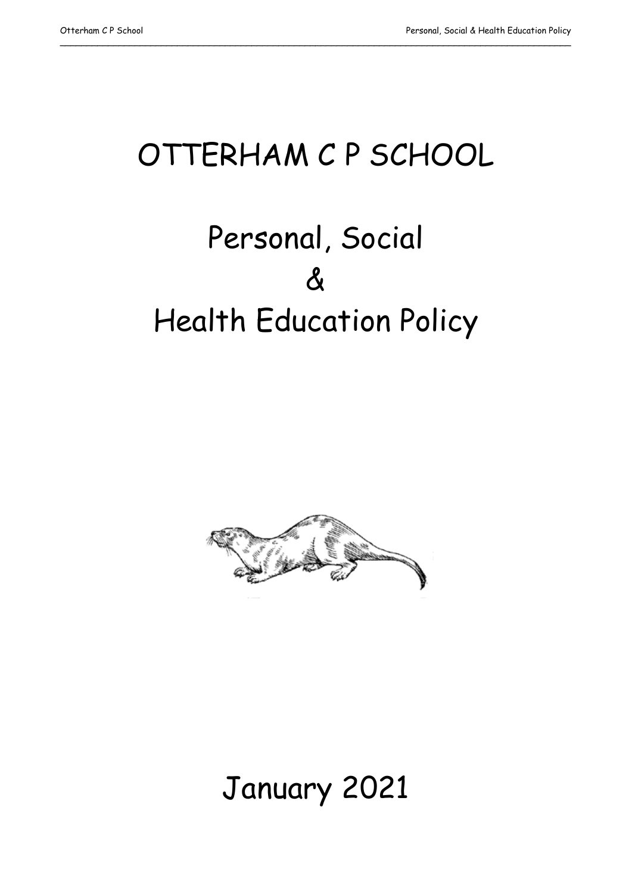# OTTERHAM C P SCHOOL

# Personal, Social & Health Education Policy

## January 2021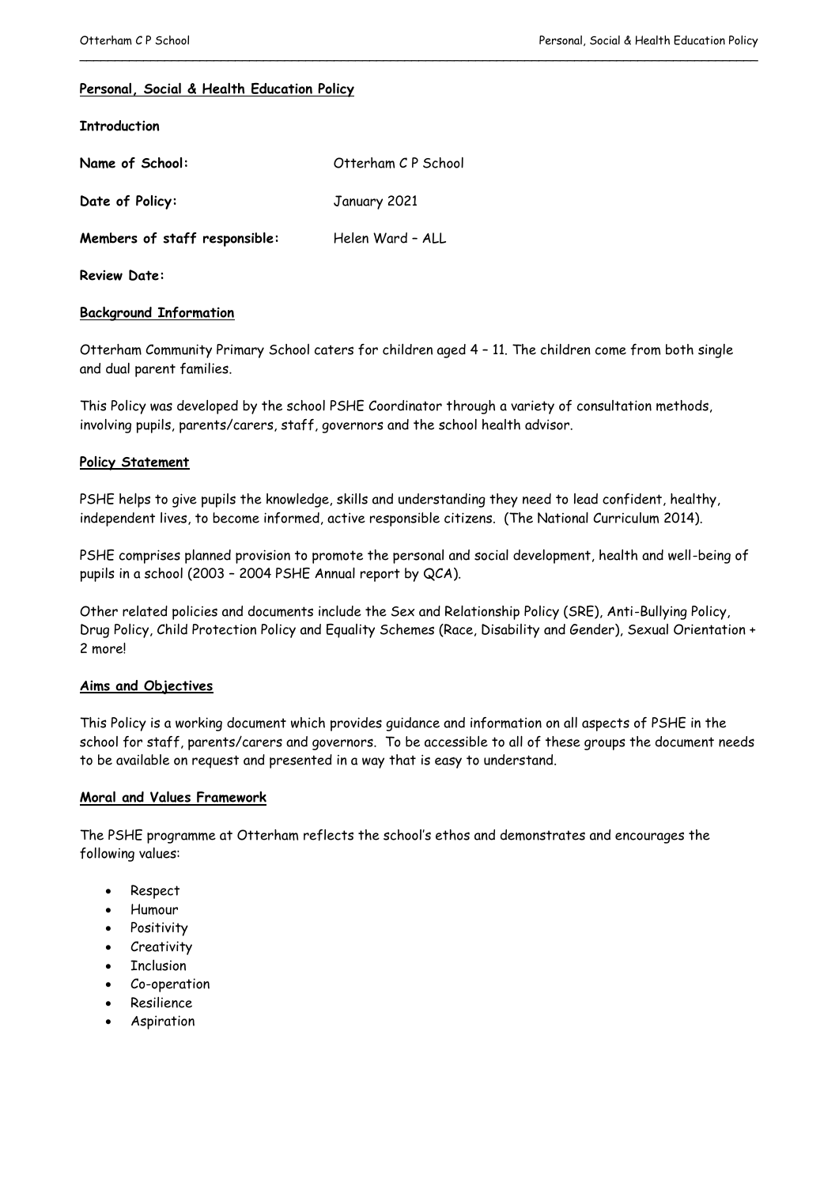**Personal, Social & Health Education Policy**

**Introduction**

| | |
|---|---|
| **Name of School:** | Otterham C P School |
| **Date of Policy:** | January 2021 |
| **Members of staff responsible:** | Helen Ward – ALL |
| **Review Date:** | |

**Background Information**

Otterham Community Primary School caters for children aged 4 – 11. The children come from both single and dual parent families.

This Policy was developed by the school PSHE Coordinator through a variety of consultation methods, involving pupils, parents/carers, staff, governors and the school health advisor.

**Policy Statement**

PSHE helps to give pupils the knowledge, skills and understanding they need to lead confident, healthy, independent lives, to become informed, active responsible citizens. (The National Curriculum 2014).

PSHE comprises planned provision to promote the personal and social development, health and well-being of pupils in a school (2003 – 2004 PSHE Annual report by QCA).

Other related policies and documents include the Sex and Relationship Policy (SRE), Anti-Bullying Policy, Drug Policy, Child Protection Policy and Equality Schemes (Race, Disability and Gender), Sexual Orientation + 2 more!

**Aims and Objectives**

This Policy is a working document which provides guidance and information on all aspects of PSHE in the school for staff, parents/carers and governors. To be accessible to all of these groups the document needs to be available on request and presented in a way that is easy to understand.

**Moral and Values Framework**

The PSHE programme at Otterham reflects the school's ethos and demonstrates and encourages the following values:

- Respect
- Humour
- Positivity
- Creativity
- Inclusion
- Co-operation
- Resilience
- Aspiration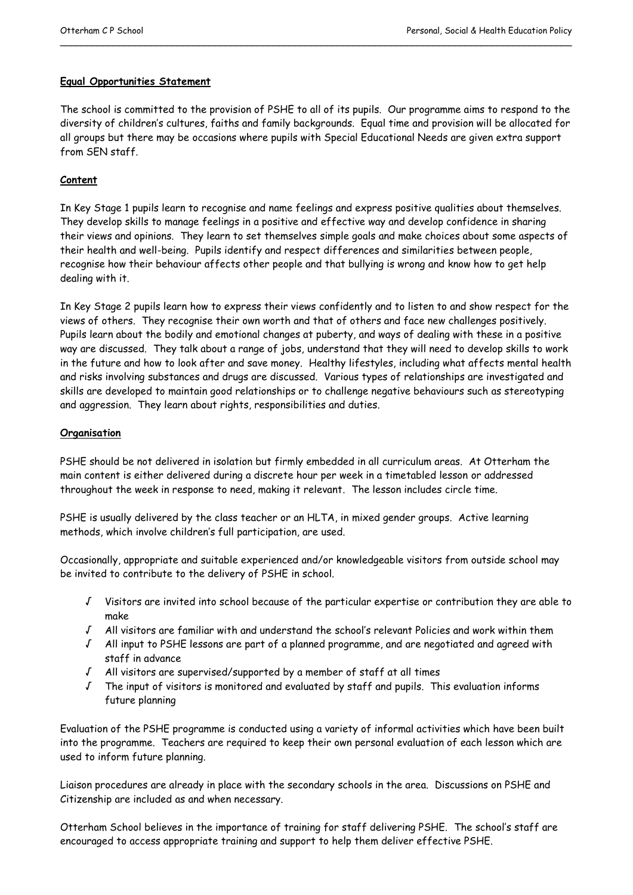**Equal Opportunities Statement**

The school is committed to the provision of PSHE to all of its pupils. Our programme aims to respond to the diversity of children's cultures, faiths and family backgrounds. Equal time and provision will be allocated for all groups but there may be occasions where pupils with Special Educational Needs are given extra support from SEN staff.

**Content**

In Key Stage 1 pupils learn to recognise and name feelings and express positive qualities about themselves. They develop skills to manage feelings in a positive and effective way and develop confidence in sharing their views and opinions. They learn to set themselves simple goals and make choices about some aspects of their health and well-being. Pupils identify and respect differences and similarities between people, recognise how their behaviour affects other people and that bullying is wrong and know how to get help dealing with it.

In Key Stage 2 pupils learn how to express their views confidently and to listen to and show respect for the views of others. They recognise their own worth and that of others and face new challenges positively. Pupils learn about the bodily and emotional changes at puberty, and ways of dealing with these in a positive way are discussed. They talk about a range of jobs, understand that they will need to develop skills to work in the future and how to look after and save money. Healthy lifestyles, including what affects mental health and risks involving substances and drugs are discussed. Various types of relationships are investigated and skills are developed to maintain good relationships or to challenge negative behaviours such as stereotyping and aggression. They learn about rights, responsibilities and duties.

**Organisation**

PSHE should be not delivered in isolation but firmly embedded in all curriculum areas. At Otterham the main content is either delivered during a discrete hour per week in a timetabled lesson or addressed throughout the week in response to need, making it relevant. The lesson includes circle time.

PSHE is usually delivered by the class teacher or an HLTA, in mixed gender groups. Active learning methods, which involve children's full participation, are used.

Occasionally, appropriate and suitable experienced and/or knowledgeable visitors from outside school may be invited to contribute to the delivery of PSHE in school.

- Visitors are invited into school because of the particular expertise or contribution they are able to make
- All visitors are familiar with and understand the school's relevant Policies and work within them
- All input to PSHE lessons are part of a planned programme, and are negotiated and agreed with staff in advance
- All visitors are supervised/supported by a member of staff at all times
- The input of visitors is monitored and evaluated by staff and pupils. This evaluation informs future planning

Evaluation of the PSHE programme is conducted using a variety of informal activities which have been built into the programme. Teachers are required to keep their own personal evaluation of each lesson which are used to inform future planning.

Liaison procedures are already in place with the secondary schools in the area. Discussions on PSHE and Citizenship are included as and when necessary.

Otterham School believes in the importance of training for staff delivering PSHE. The school's staff are encouraged to access appropriate training and support to help them deliver effective PSHE.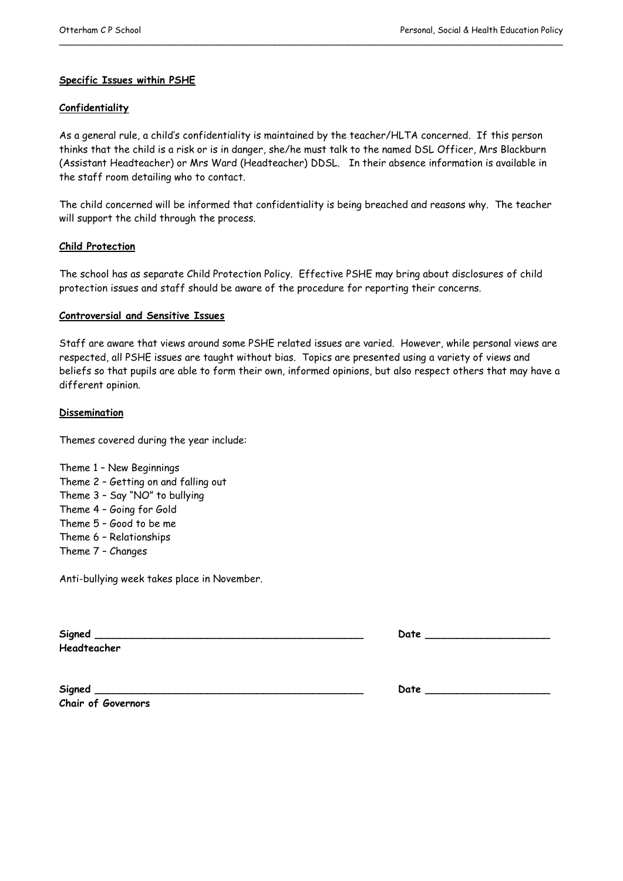**Specific Issues within PSHE**

**Confidentiality**

As a general rule, a child's confidentiality is maintained by the teacher/HLTA concerned. If this person thinks that the child is a risk or is in danger, she/he must talk to the named DSL Officer, Mrs Blackburn (Assistant Headteacher) or Mrs Ward (Headteacher) DDSL. In their absence information is available in the staff room detailing who to contact.

The child concerned will be informed that confidentiality is being breached and reasons why. The teacher will support the child through the process.

**Child Protection**

The school has as separate Child Protection Policy. Effective PSHE may bring about disclosures of child protection issues and staff should be aware of the procedure for reporting their concerns.

**Controversial and Sensitive Issues**

Staff are aware that views around some PSHE related issues are varied. However, while personal views are respected, all PSHE issues are taught without bias. Topics are presented using a variety of views and beliefs so that pupils are able to form their own, informed opinions, but also respect others that may have a different opinion.

**Dissemination**

Themes covered during the year include:

Theme 1 – New Beginnings
Theme 2 – Getting on and falling out
Theme 3 – Say "NO" to bullying
Theme 4 – Going for Gold
Theme 5 – Good to be me
Theme 6 – Relationships
Theme 7 – Changes

Anti-bullying week takes place in November.

**Signed** ______________________________________________ **Date** ____________________
**Headteacher**

**Signed** ______________________________________________ **Date** ____________________
**Chair of Governors**